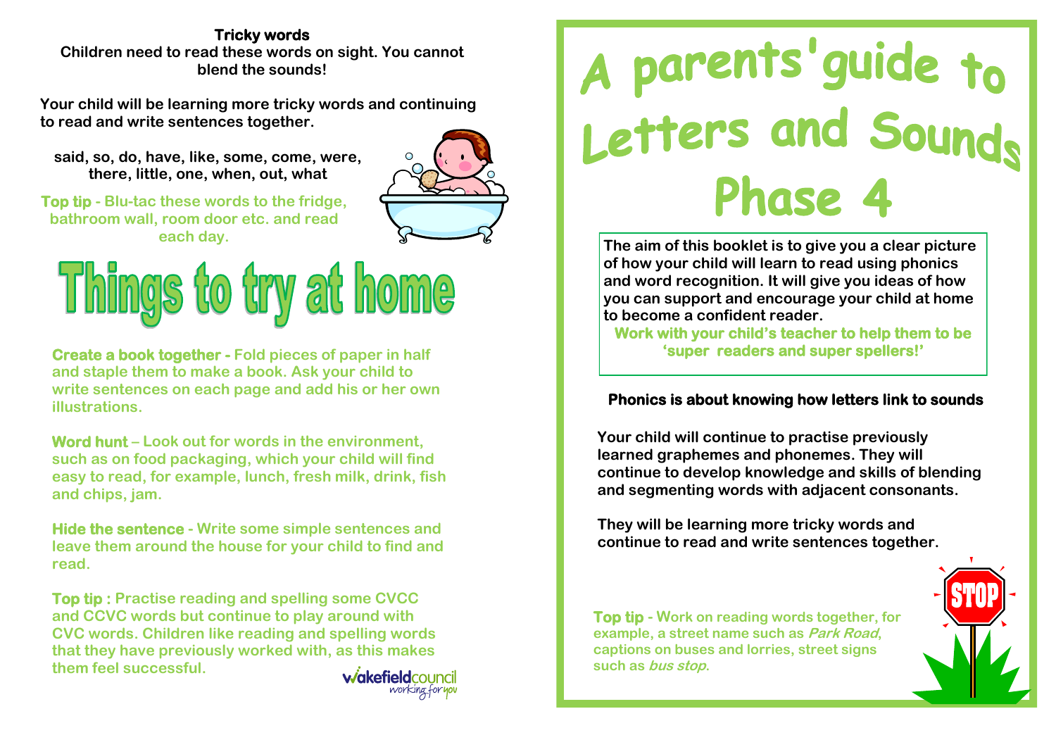## Tricky words

**Children need to read these words on sight. You cannot blend the sounds!**

**Your child will be learning more tricky words and continuing to read and write sentences together.**

**said, so, do, have, like, some, come, were, there, little, one, when, out, what**

**Top tip** - Blu-tac these words to the fridge, bathroom wall, room door etc. and read each day.

# Things to try at home

**Create a book together** - Fold pieces of paper in half and staple them to make a book. Ask your child to write sentences on each page and add his or her own illustrations.

**Word hunt** – Look out for words in the environment, such as on food packaging, which your child will find easy to read, for example, lunch, fresh milk, drink, fish and chips, jam.

**Hide the sentence** - Write some simple sentences and leave them around the house for your child to find and read.

**Top tip :** Practise reading and spelling some CVCC and CCVC words but continue to play around with CVC words. Children like reading and spelling words that they have previously worked with, as this makes them feel successful.

wakefieldcouncil working for you

# A parents'guide to Letters and Sounds Phase 4

**The aim of this booklet is to give you a clear picture of how your child will learn to read using phonics and word recognition. It will give you ideas of how you can support and encourage your child at home to become a confident reader.**

**Work with your child's teacher to help them to be 'super readers and super spellers!'**

**Phonics is about knowing how letters link to sounds**

**Your child will continue to practise previously learned graphemes and phonemes. They will continue to develop knowledge and skills of blending and segmenting words with adjacent consonants.**

**They will be learning more tricky words and continue to read and write sentences together.**

**Top tip** - Work on reading words together, for example, a street name such as *Park Road*, captions on buses and lorries, street signs such as *bus stop*.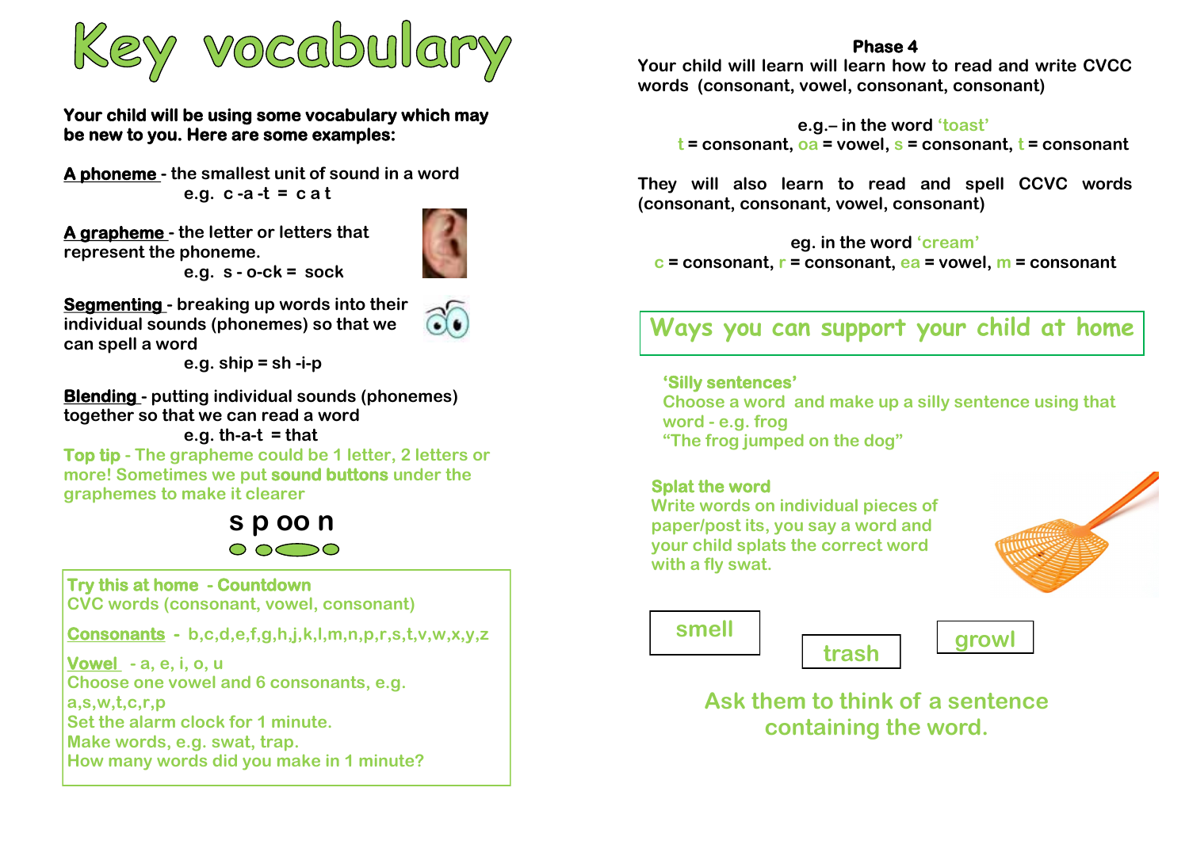# Key vocabulary

**Your child will be using some vocabulary which may be new to you. Here are some examples:**

**A phoneme** - the smallest unit of sound in a word
e.g. c -a -t = c a t

**A grapheme** - the letter or letters that represent the phoneme.
e.g. s - o-ck = sock

**Segmenting** - breaking up words into their individual sounds (phonemes) so that we can spell a word
e.g. ship = sh -i-p

**Blending** - putting individual sounds (phonemes) together so that we can read a word
e.g. th-a-t = that

**Top tip** - The grapheme could be 1 letter, 2 letters or more! Sometimes we put **sound buttons** under the graphemes to make it clearer

s p oo n

**Try this at home - Countdown**
CVC words (consonant, vowel, consonant)

**Consonants** - b,c,d,e,f,g,h,j,k,l,m,n,p,r,s,t,v,w,x,y,z

**Vowel** - a, e, i, o, u
Choose one vowel and 6 consonants, e.g. a,s,w,t,c,r,p
Set the alarm clock for 1 minute.
Make words, e.g. swat, trap.
How many words did you make in 1 minute?

**Phase 4**
Your child will learn will learn how to read and write CVCC words (consonant, vowel, consonant, consonant)

e.g.– in the word 'toast'
t = consonant, oa = vowel, s = consonant, t = consonant

They will also learn to read and spell CCVC words (consonant, consonant, vowel, consonant)

eg. in the word 'cream'
c = consonant, r = consonant, ea = vowel, m = consonant

## Ways you can support your child at home

**'Silly sentences'**
Choose a word and make up a silly sentence using that word - e.g. frog
"The frog jumped on the dog"

**Splat the word**
Write words on individual pieces of paper/post its, you say a word and your child splats the correct word with a fly swat.

smell    trash    growl

Ask them to think of a sentence containing the word.